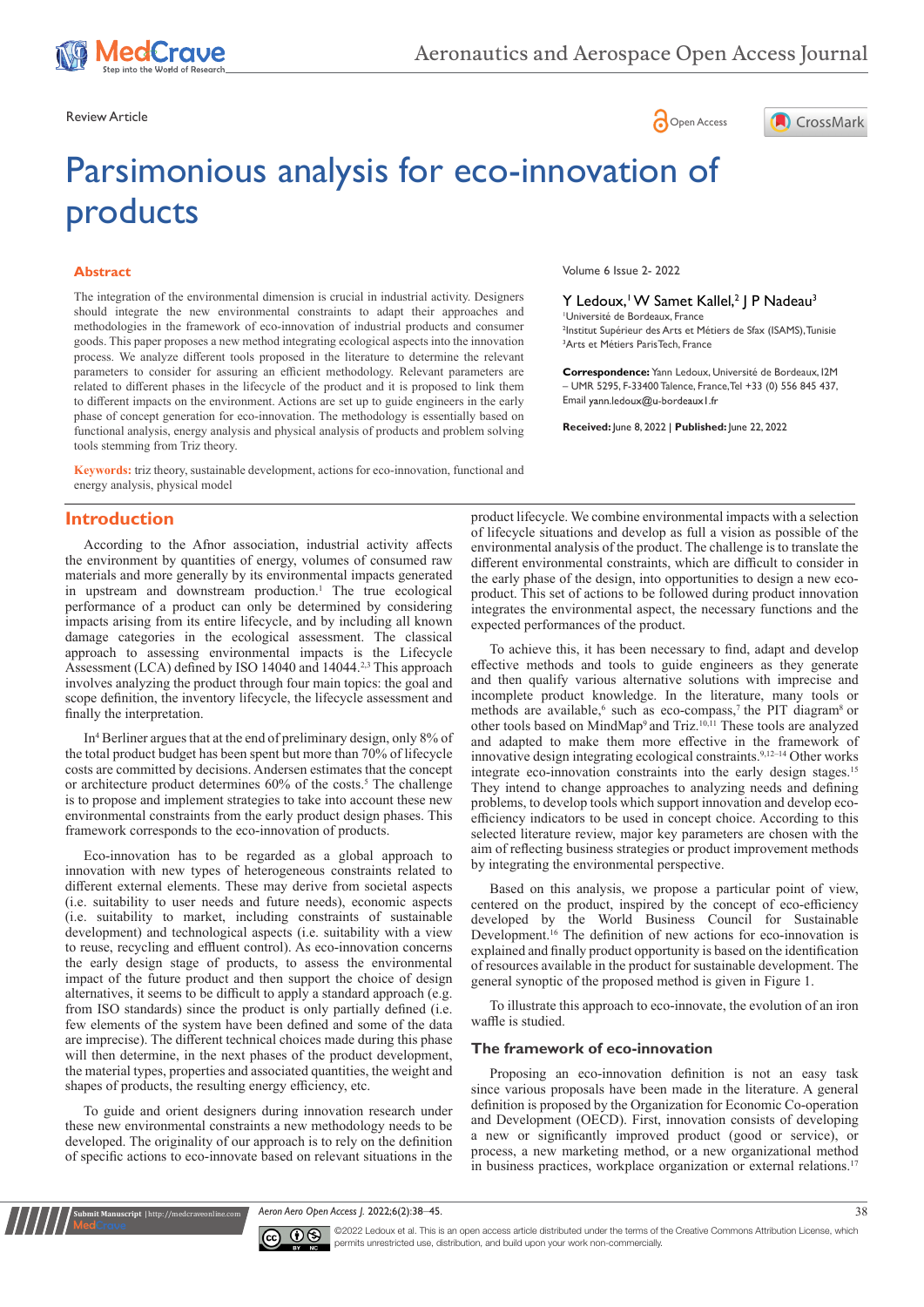Review Article

# Parsimonious analysis for eco-innovation of products

## Abstract

The integration of the environmental dimension is crucial in industrial activity. Designers should integrate the new environmental constraints to adapt their approaches and methodologies in the framework of eco-innovation of industrial products and consumer goods. This paper proposes a new method integrating ecological aspects into the innovation process. We analyze different tools proposed in the literature to determine the relevant parameters to consider for assuring an efficient methodology. Relevant parameters are related to different phases in the lifecycle of the product and it is proposed to link them to different impacts on the environment. Actions are set up to guide engineers in the early phase of concept generation for eco-innovation. The methodology is essentially based on functional analysis, energy analysis and physical analysis of products and problem solving tools stemming from Triz theory.

**Keywords:** triz theory, sustainable development, actions for eco-innovation, functional and energy analysis, physical model

Volume 6 Issue 2- 2022

Y Ledoux,[1] W Samet Kallel,[2] J P Nadeau[3]

[1]Université de Bordeaux, France
[2]Institut Supérieur des Arts et Métiers de Sfax (ISAMS), Tunisie
[3]Arts et Métiers ParisTech, France

**Correspondence:** Yann Ledoux, Université de Bordeaux, I2M – UMR 5295, F-33400 Talence, France, Tel +33 (0) 556 845 437, Email yann.ledoux@u-bordeaux1.fr

**Received:** June 8, 2022 | **Published:** June 22, 2022

## Introduction

According to the Afnor association, industrial activity affects the environment by quantities of energy, volumes of consumed raw materials and more generally by its environmental impacts generated in upstream and downstream production.[1] The true ecological performance of a product can only be determined by considering impacts arising from its entire lifecycle, and by including all known damage categories in the ecological assessment. The classical approach to assessing environmental impacts is the Lifecycle Assessment (LCA) defined by ISO 14040 and 14044.[2,3] This approach involves analyzing the product through four main topics: the goal and scope definition, the inventory lifecycle, the lifecycle assessment and finally the interpretation.

In[4] Berliner argues that at the end of preliminary design, only 8% of the total product budget has been spent but more than 70% of lifecycle costs are committed by decisions. Andersen estimates that the concept or architecture product determines 60% of the costs.[5] The challenge is to propose and implement strategies to take into account these new environmental constraints from the early product design phases. This framework corresponds to the eco-innovation of products.

Eco-innovation has to be regarded as a global approach to innovation with new types of heterogeneous constraints related to different external elements. These may derive from societal aspects (i.e. suitability to user needs and future needs), economic aspects (i.e. suitability to market, including constraints of sustainable development) and technological aspects (i.e. suitability with a view to reuse, recycling and effluent control). As eco-innovation concerns the early design stage of products, to assess the environmental impact of the future product and then support the choice of design alternatives, it seems to be difficult to apply a standard approach (e.g. from ISO standards) since the product is only partially defined (i.e. few elements of the system have been defined and some of the data are imprecise). The different technical choices made during this phase will then determine, in the next phases of the product development, the material types, properties and associated quantities, the weight and shapes of products, the resulting energy efficiency, etc.

To guide and orient designers during innovation research under these new environmental constraints a new methodology needs to be developed. The originality of our approach is to rely on the definition of specific actions to eco-innovate based on relevant situations in the product lifecycle. We combine environmental impacts with a selection of lifecycle situations and develop as full a vision as possible of the environmental analysis of the product. The challenge is to translate the different environmental constraints, which are difficult to consider in the early phase of the design, into opportunities to design a new eco-product. This set of actions to be followed during product innovation integrates the environmental aspect, the necessary functions and the expected performances of the product.

To achieve this, it has been necessary to find, adapt and develop effective methods and tools to guide engineers to generate and then qualify various alternative solutions with imprecise and incomplete product knowledge. In the literature, many tools or methods are available,[6] such as eco-compass,[7] the PIT diagram[8] or other tools based on MindMap[9] and Triz.[10,11] These tools are analyzed and adapted to make them more effective in the framework of innovative design integrating ecological constraints.[9,12–14] Other works integrate eco-innovation constraints into the early design stages.[15] They intend to change approaches to analyzing needs and defining problems, to develop tools which support innovation and develop eco-efficiency indicators to be used in concept choice. According to this selected literature review, major key parameters are chosen with the aim of reflecting business strategies or product improvement methods by integrating the environmental perspective.

Based on this analysis, we propose a particular point of view, centered on the product, inspired by the concept of eco-efficiency developed by the World Business Council for Sustainable Development.[16] The definition of new actions for eco-innovation is explained and finally product opportunity is based on the identification of resources available in the product for sustainable development. The general synoptic of the proposed method is given in Figure 1.

To illustrate this approach to eco-innovate, the evolution of an iron waffle is studied.

### The framework of eco-innovation

Proposing an eco-innovation definition is not an easy task since various proposals have been made in the literature. A general definition is proposed by the Organization for Economic Co-operation and Development (OECD). First, innovation consists of developing a new or significantly improved product (good or service), or process, a new marketing method, or a new organizational method in business practices, workplace organization or external relations.[17]

©2022 Ledoux et al. This is an open access article distributed under the terms of the Creative Commons Attribution License, which permits unrestricted use, distribution, and build upon your work non-commercially.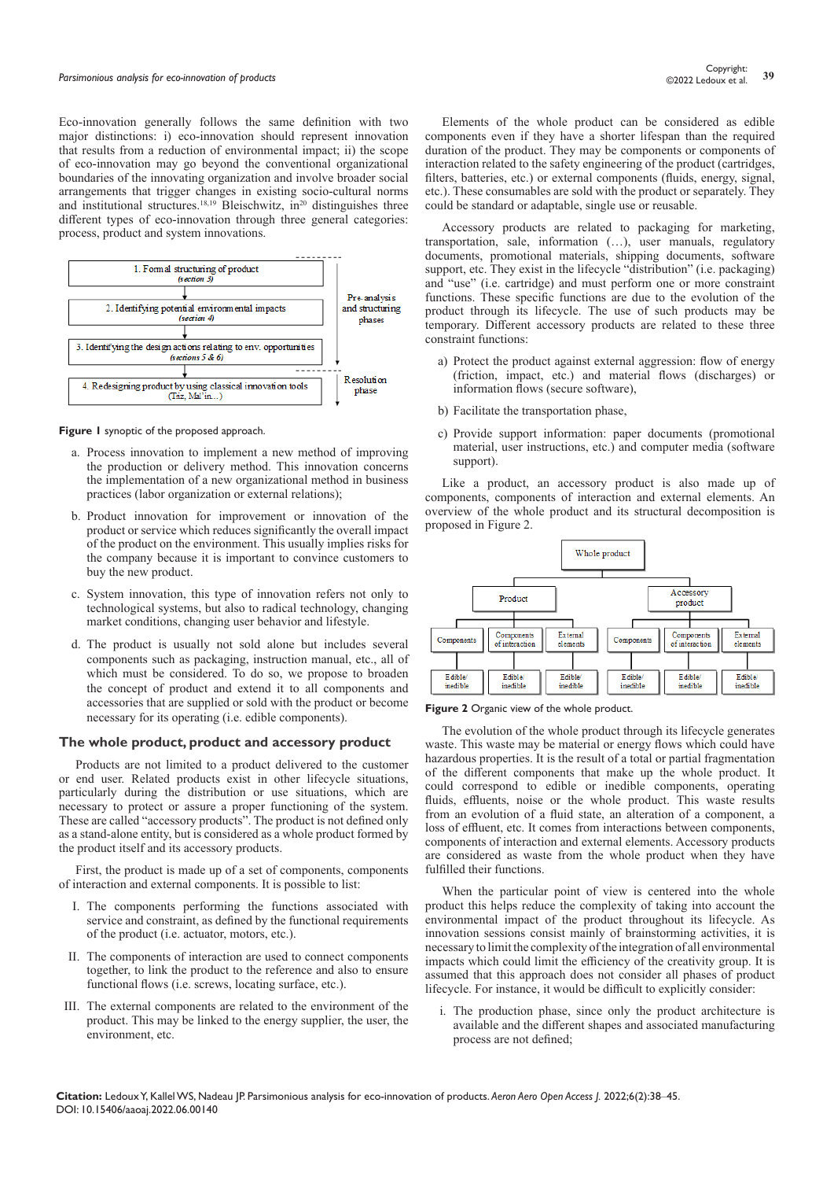Eco-innovation generally follows the same definition with two major distinctions: i) eco-innovation should represent innovation that results from a reduction of environmental impact; ii) the scope of eco-innovation may go beyond the conventional organizational boundaries of the innovating organization and involve broader social arrangements that trigger changes in existing socio-cultural norms and institutional structures.[18,19] Bleischwitz, in[20] distinguishes three different types of eco-innovation through three general categories: process, product and system innovations.

1. Formal structuring of product (section 3)
2. Identifying potential environmental impacts (section 4)
3. Identifying the design actions relating to env. opportunities (sections 5 & 6)
4. Redesigning product by using classical innovation tools (Triz, Mal'in...)

Pre-analysis and structuring phases

Resolution phase

**Figure 1** synoptic of the proposed approach.

a. Process innovation to implement a new method of improving the production or delivery method. This innovation concerns the implementation of a new organizational method in business practices (labor organization or external relations);

b. Product innovation for improvement or innovation of the product or service which reduces significantly the overall impact of the product on the environment. This usually implies risks for the company because it is important to convince customers to buy the new product.

c. System innovation, this type of innovation refers not only to technological systems, but also to radical technology, changing market conditions, changing user behavior and lifestyle.

d. The product is usually not sold alone but includes several components such as packaging, instruction manual, etc., all of which must be considered. To do so, we propose to broaden the concept of product and extend it to all components and accessories that are supplied or sold with the product or become necessary for its operating (i.e. edible components).

## The whole product, product and accessory product

Products are not limited to a product delivered to the customer or end user. Related products exist in other lifecycle situations, particularly during the distribution or use situations, which are necessary to protect or assure a proper functioning of the system. These are called "accessory products". The product is not defined only as a stand-alone entity, but is considered as a whole product formed by the product itself and its accessory products.

First, the product is made up of a set of components, components of interaction and external components. It is possible to list:

I. The components performing the functions associated with service and constraint, as defined by the functional requirements of the product (i.e. actuator, motors, etc.).

II. The components of interaction are used to connect components together, to link the product to the reference and also to ensure functional flows (i.e. screws, locating surface, etc.).

III. The external components are related to the environment of the product. This may be linked to the energy supplier, the user, the environment, etc.

Elements of the whole product can be considered as edible components even if they have a shorter lifespan than the required duration of the product. They may be components or components of interaction related to the safety engineering of the product (cartridges, filters, batteries, etc.) or external components (fluids, energy, signal, etc.). These consumables are sold with the product or separately. They could be standard or adaptable, single use or reusable.

Accessory products are related to packaging for marketing, transportation, sale, information (…), user manuals, regulatory documents, promotional materials, shipping documents, software support, etc. They exist in the lifecycle "distribution" (i.e. packaging) and "use" (i.e. cartridge) and must perform one or more constraint functions. These specific functions are due to the evolution of the product through its lifecycle. The use of such products may be temporary. Different accessory products are related to these three constraint functions:

a) Protect the product against external aggression: flow of energy (friction, impact, etc.) and material flows (discharges) or information flows (secure software),

b) Facilitate the transportation phase,

c) Provide support information: paper documents (promotional material, user instructions, etc.) and computer media (software support).

Like a product, an accessory product is also made up of components, components of interaction and external elements. An overview of the whole product and its structural decomposition is proposed in Figure 2.

Whole product
- Product
  - Components → Edible/inedible
  - Components of interaction → Edible/inedible
  - External elements → Edible/inedible
- Accessory product
  - Components → Edible/inedible
  - Components of interaction → Edible/inedible
  - External elements → Edible/inedible

**Figure 2** Organic view of the whole product.

The evolution of the whole product through its lifecycle generates waste. This waste may be material or energy flows which could have hazardous properties. It is the result of a total or partial fragmentation of the different components that make up the whole product. It could correspond to edible or inedible components, operating fluids, effluents, noise or the whole product. This waste results from an evolution of a fluid state, an alteration of a component, a loss of effluent, etc. It comes from interactions between components, components of interaction and external elements. Accessory products are considered as waste from the whole product when they have fulfilled their functions.

When the particular point of view is centered into the whole product this helps reduce the complexity of taking into account the environmental impact of the product throughout its lifecycle. As innovation sessions consist mainly of brainstorming activities, it is necessary to limit the complexity of the integration of all environmental impacts which could limit the efficiency of the creativity group. It is assumed that this approach does not consider all phases of product lifecycle. For instance, it would be difficult to explicitly consider:

i. The production phase, since only the product architecture is available and the different shapes and associated manufacturing process are not defined;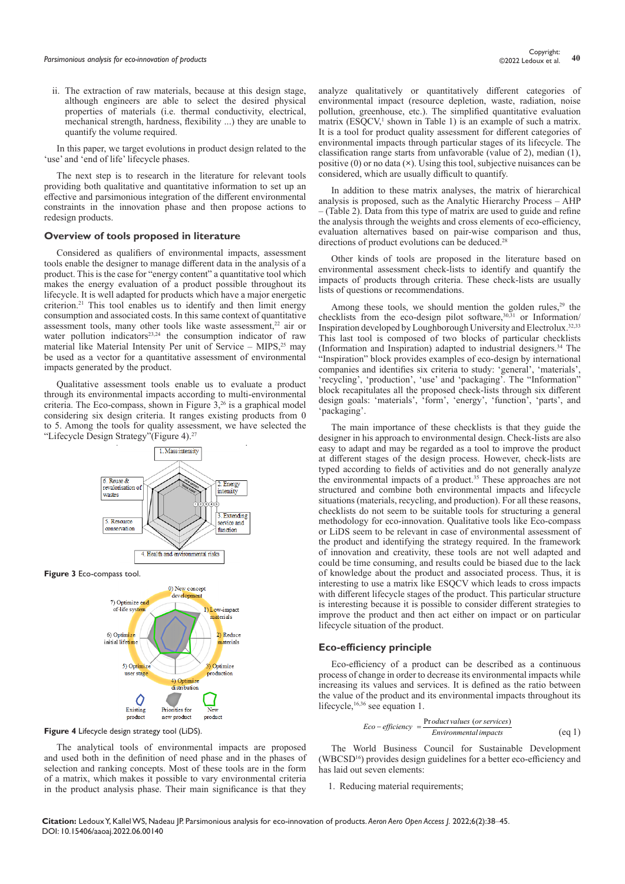ii. The extraction of raw materials, because at this design stage, although engineers are able to select the desired physical properties of materials (i.e. thermal conductivity, electrical, mechanical strength, hardness, flexibility ...) they are unable to quantify the volume required.

In this paper, we target evolutions in product design related to the 'use' and 'end of life' lifecycle phases.

The next step is to research in the literature for relevant tools providing both qualitative and quantitative information to set up an effective and parsimonious integration of the different environmental constraints in the innovation phase and then propose actions to redesign products.

## Overview of tools proposed in literature

Considered as qualifiers of environmental impacts, assessment tools enable the designer to manage different data in the analysis of a product. This is the case for "energy content" a quantitative tool which makes the energy evaluation of a product possible throughout its lifecycle. It is well adapted for products which have a major energetic criterion.[21] This tool enables us to identify and then limit energy consumption and associated costs. In this same context of quantitative assessment tools, many other tools like waste assessment,[22] air or water pollution indicators[23,24] the consumption indicator of raw material like Material Intensity Per unit of Service – MIPS,[25] may be used as a vector for a quantitative assessment of environmental impacts generated by the product.

Qualitative assessment tools enable us to evaluate a product through its environmental impacts according to multi-environmental criteria. The Eco-compass, shown in Figure 3,[26] is a graphical model considering six design criteria. It ranges existing products from 0 to 5. Among the tools for quality assessment, we have selected the "Lifecycle Design Strategy"(Figure 4).[27]

**Figure 3** Eco-compass tool.

**Figure 4** Lifecycle design strategy tool (LiDS).

The analytical tools of environmental impacts are proposed and used both in the definition of need phase and in the phases of selection and ranking concepts. Most of these tools are in the form of a matrix, which makes it possible to vary environmental criteria in the product analysis phase. Their main significance is that they analyze qualitatively or quantitatively different categories of environmental impact (resource depletion, waste, radiation, noise pollution, greenhouse, etc.). The simplified quantitative evaluation matrix (ESQCV,[1] shown in Table 1) is an example of such a matrix. It is a tool for product quality assessment for different categories of environmental impacts through particular stages of its lifecycle. The classification range starts from unfavorable (value of 2), median (1), positive (0) or no data (×). Using this tool, subjective nuisances can be considered, which are usually difficult to quantify.

In addition to these matrix analyses, the matrix of hierarchical analysis is proposed, such as the Analytic Hierarchy Process – AHP – (Table 2). Data from this type of matrix are used to guide and refine the analysis through the weights and cross elements of eco-efficiency, evaluation alternatives based on pair-wise comparison and thus, directions of product evolutions can be deduced.[28]

Other kinds of tools are proposed in the literature based on environmental assessment check-lists to identify and quantify the impacts of products through criteria. These check-lists are usually lists of questions or recommendations.

Among these tools, we should mention the golden rules,[29] the checklists from the eco-design pilot software,[30,31] or Information/Inspiration developed by Loughborough University and Electrolux.[32,33] This last tool is composed of two blocks of particular checklists (Information and Inspiration) adapted to industrial designers.[34] The "Inspiration" block provides examples of eco-design by international companies and identifies six criteria to study: 'general', 'materials', 'recycling', 'production', 'use' and 'packaging'. The "Information" block recapitulates all the proposed check-lists through six different design goals: 'materials', 'form', 'energy', 'function', 'parts', and 'packaging'.

The main importance of these checklists is that they guide the designer in his approach to environmental design. Check-lists are also easy to adapt and may be regarded as a tool to improve the product at different stages of the design process. However, check-lists are typed according to fields of activities and do not generally analyze the environmental impacts of a product.[35] These approaches are not structured and combine both environmental impacts and lifecycle situations (materials, recycling, and production). For all these reasons, checklists do not seem to be suitable tools for structuring a general methodology for eco-innovation. Qualitative tools like Eco-compass or LiDS seem to be relevant in case of environmental assessment of the product and identifying the strategy required. In the framework of innovation and creativity, these tools are not well adapted and can be time consuming, and results could be biased due to the lack of knowledge about the product and associated process. Thus, it is interesting to use a matrix like ESQCV which leads to cross impacts with different lifecycle stages of the product. This particular structure is interesting because it is possible to consider different strategies to improve the product and then act either on impact or on particular lifecycle situation of the product.

## Eco-efficiency principle

Eco-efficiency of a product can be described as a continuous process of change in order to decrease its environmental impacts while increasing its values and services. It is defined as the ratio between the value of the product and its environmental impacts throughout its lifecycle,[16,36] see equation 1.

$$Eco-efficiency = \frac{Product\ values\ (or\ services)}{Environmental\ impacts} \qquad \text{(eq 1)}$$

The World Business Council for Sustainable Development (WBCSD[16]) provides design guidelines for a better eco-efficiency and has laid out seven elements:

1. Reducing material requirements;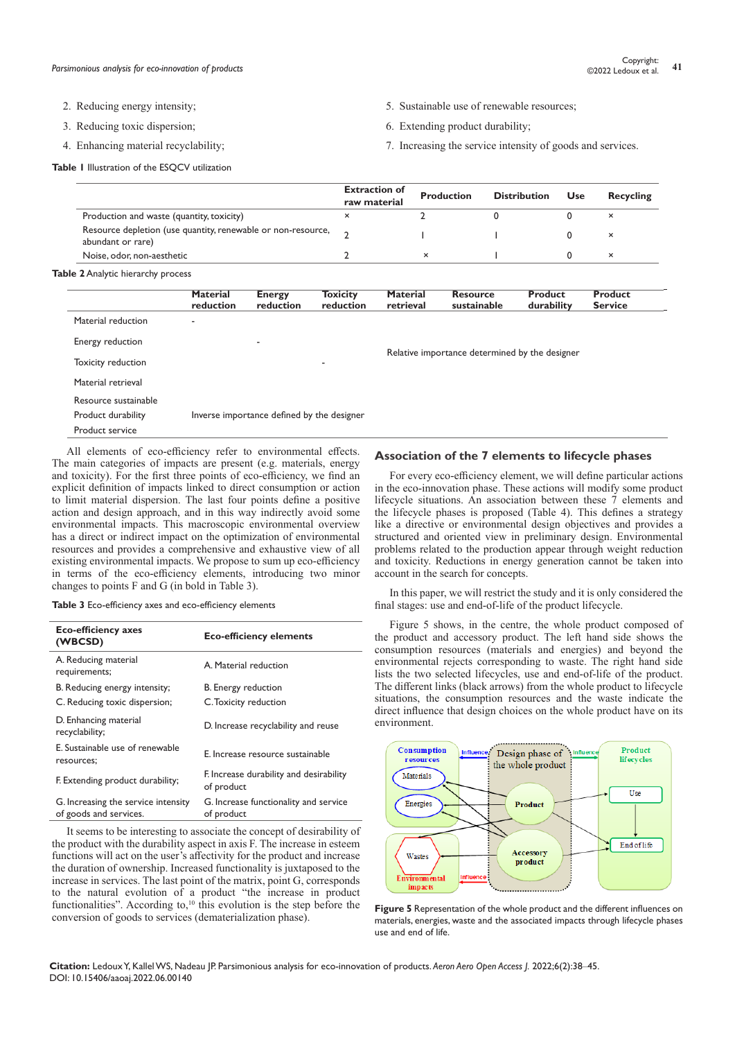2. Reducing energy intensity;
3. Reducing toxic dispersion;
4. Enhancing material recyclability;
5. Sustainable use of renewable resources;
6. Extending product durability;
7. Increasing the service intensity of goods and services.

**Table 1** Illustration of the ESQCV utilization

| | Extraction of raw material | Production | Distribution | Use | Recycling |
|---|---|---|---|---|---|
| Production and waste (quantity, toxicity) | × | 2 | 0 | 0 | × |
| Resource depletion (use quantity, renewable or non-resource, abundant or rare) | 2 | I | I | 0 | × |
| Noise, odor, non-aesthetic | 2 | × | I | 0 | × |

**Table 2** Analytic hierarchy process

| | Material reduction | Energy reduction | Toxicity reduction | Material retrieval | Resource sustainable | Product durability | Product Service |
|---|---|---|---|---|---|---|---|
| Material reduction | - | | | | | | |
| Energy reduction | | - | | Relative importance determined by the designer | | | |
| Toxicity reduction | | | - | | | | |
| Material retrieval | | | | | | | |
| Resource sustainable | | | | | | | |
| Product durability | Inverse importance defined by the designer | | | | | | |
| Product service | | | | | | | |

All elements of eco-efficiency refer to environmental effects. The main categories of impacts are present (e.g. materials, energy and toxicity). For the first three points of eco-efficiency, we find an explicit definition of impacts linked to direct consumption or action to limit material dispersion. The last four points define a positive action and design approach, and in this way indirectly avoid some environmental impacts. This macroscopic environmental overview has a direct or indirect impact on the optimization of environmental resources and provides a comprehensive and exhaustive view of all existing environmental impacts. We propose to sum up eco-efficiency in terms of the eco-efficiency elements, introducing two minor changes to points F and G (in bold in Table 3).

**Table 3** Eco-efficiency axes and eco-efficiency elements

| Eco-efficiency axes (WBCSD) | Eco-efficiency elements |
|---|---|
| A. Reducing material requirements; | A. Material reduction |
| B. Reducing energy intensity; | B. Energy reduction |
| C. Reducing toxic dispersion; | C. Toxicity reduction |
| D. Enhancing material recyclability; | D. Increase recyclability and reuse |
| E. Sustainable use of renewable resources; | E. Increase resource sustainable |
| F. Extending product durability; | F. Increase durability and desirability of product |
| G. Increasing the service intensity of goods and services. | G. Increase functionality and service of product |

It seems to be interesting to associate the concept of desirability of the product with the durability aspect in axis F. The increase in esteem functions will act on the user's affectivity for the product and increase the duration of ownership. Increased functionality is juxtaposed to the increase in services. The last point of the matrix, point G, corresponds to the natural evolution of a product "the increase in product functionalities". According to,[10] this evolution is the step before the conversion of goods to services (dematerialization phase).

## Association of the 7 elements to lifecycle phases

For every eco-efficiency element, we will define particular actions in the eco-innovation phase. These actions will modify some product lifecycle situations. An association between these 7 elements and the lifecycle phases is proposed (Table 4). This defines a strategy like a directive or environmental design objectives and provides a structured and oriented view in preliminary design. Environmental problems related to the production appear through weight reduction and toxicity. Reductions in energy generation cannot be taken into account in the search for concepts.

In this paper, we will restrict the study and it is only considered the final stages: use and end-of-life of the product lifecycle.

Figure 5 shows, in the centre, the whole product composed of the product and accessory product. The left hand side shows the consumption resources (materials and energies) and beyond the environmental rejects corresponding to waste. The right hand side lists the two selected lifecycles, use and end-of-life of the product. The different links (black arrows) from the whole product to lifecycle situations, the consumption resources and the waste indicate the direct influence that design choices on the whole product have on its environment.

**Figure 5** Representation of the whole product and the different influences on materials, energies, waste and the associated impacts through lifecycle phases use and end of life.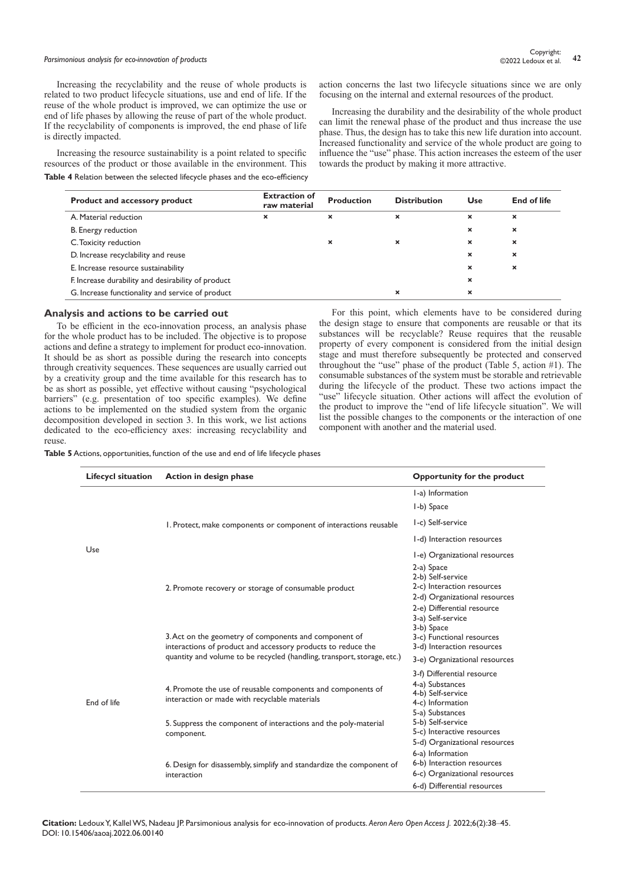Increasing the recyclability and the reuse of whole products is related to two product lifecycle situations, use and end of life. If the reuse of the whole product is improved, we can optimize the use or end of life phases by allowing the reuse of part of the whole product. If the recyclability of components is improved, the end phase of life is directly impacted.

Increasing the resource sustainability is a point related to specific resources of the product or those available in the environment. This action concerns the last two lifecycle situations since we are only focusing on the internal and external resources of the product.

Increasing the durability and the desirability of the whole product can limit the renewal phase of the product and thus increase the use phase. Thus, the design has to take this new life duration into account. Increased functionality and service of the whole product are going to influence the "use" phase. This action increases the esteem of the user towards the product by making it more attractive.

**Table 4** Relation between the selected lifecycle phases and the eco-efficiency

| Product and accessory product | Extraction of raw material | Production | Distribution | Use | End of life |
|---|---|---|---|---|---|
| A. Material reduction | × | × | × | × | × |
| B. Energy reduction | | | | × | × |
| C. Toxicity reduction | | × | × | × | × |
| D. Increase recyclability and reuse | | | | × | × |
| E. Increase resource sustainability | | | | × | × |
| F. Increase durability and desirability of product | | | | × | |
| G. Increase functionality and service of product | | | × | × | |

## Analysis and actions to be carried out

To be efficient in the eco-innovation process, an analysis phase for the whole product has to be included. The objective is to propose actions and define a strategy to implement for product eco-innovation. It should be as short as possible during the research into concepts through creativity sequences. These sequences are usually carried out by a creativity group and the time available for this research has to be as short as possible, yet effective without causing "psychological barriers" (e.g. presentation of too specific examples). We define actions to be implemented on the studied system from the organic decomposition developed in section 3. In this work, we list actions dedicated to the eco-efficiency axes: increasing recyclability and reuse.

For this point, which elements have to be considered during the design stage to ensure that components are reusable or that its substances will be recyclable? Reuse requires that the reusable property of every component is considered from the initial design stage and must therefore subsequently be protected and conserved throughout the "use" phase of the product (Table 5, action #1). The consumable substances of the system must be storable and retrievable during the lifecycle of the product. These two actions impact the "use" lifecycle situation. Other actions will affect the evolution of the product to improve the "end of life lifecycle situation". We will list the possible changes to the components or the interaction of one component with another and the material used.

**Table 5** Actions, opportunities, function of the use and end of life lifecycle phases

| Lifecycl situation | Action in design phase | Opportunity for the product |
|---|---|---|
| Use | 1. Protect, make components or component of interactions reusable | 1-a) Information<br>1-b) Space<br>1-c) Self-service<br>1-d) Interaction resources<br>1-e) Organizational resources |
| | 2. Promote recovery or storage of consumable product | 2-a) Space<br>2-b) Self-service<br>2-c) Interaction resources<br>2-d) Organizational resources<br>2-e) Differential resource |
| End of life | 3. Act on the geometry of components and component of interactions of product and accessory products to reduce the quantity and volume to be recycled (handling, transport, storage, etc.) | 3-a) Self-service<br>3-b) Space<br>3-c) Functional resources<br>3-d) Interaction resources<br>3-e) Organizational resources<br>3-f) Differential resource |
| | 4. Promote the use of reusable components and components of interaction or made with recyclable materials | 4-a) Substances<br>4-b) Self-service<br>4-c) Information |
| | 5. Suppress the component of interactions and the poly-material component. | 5-a) Substances<br>5-b) Self-service<br>5-c) Interactive resources<br>5-d) Organizational resources |
| | 6. Design for disassembly, simplify and standardize the component of interaction | 6-a) Information<br>6-b) Interaction resources<br>6-c) Organizational resources<br>6-d) Differential resources |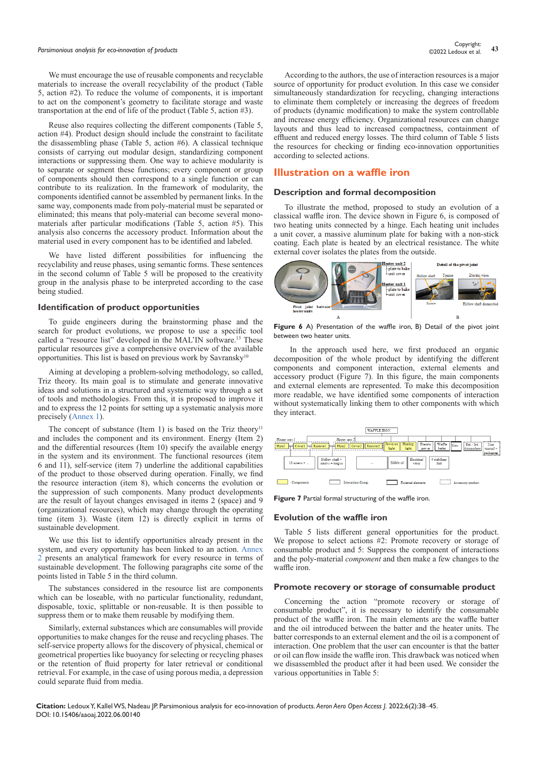We must encourage the use of reusable components and recyclable materials to increase the overall recyclability of the product (Table 5, action #2). To reduce the volume of components, it is important to act on the component's geometry to facilitate storage and waste transportation at the end of life of the product (Table 5, action #3).

Reuse also requires collecting the different components (Table 5, action #4). Product design should include the constraint to facilitate the disassembling phase (Table 5, action #6). A classical technique consists of carrying out modular design, standardizing component interactions or suppressing them. One way to achieve modularity is to separate or segment these functions; every component or group of components should then correspond to a single function or can contribute to its realization. In the framework of modularity, the components identified cannot be assembled by permanent links. In the same way, components made from poly-material must be separated or eliminated; this means that poly-material can become several mono-materials after particular modifications (Table 5, action #5). This analysis also concerns the accessory product. Information about the material used in every component has to be identified and labeled.

We have listed different possibilities for influencing the recyclability and reuse phases, using semantic forms. These sentences in the second column of Table 5 will be proposed to the creativity group in the analysis phase to be interpreted according to the case being studied.

## Identification of product opportunities

To guide engineers during the brainstorming phase and the search for product evolutions, we propose to use a specific tool called a "resource list" developed in the MAL'IN software.[13] These particular resources give a comprehensive overview of the available opportunities. This list is based on previous work by Savransky[10]

Aiming at developing a problem-solving methodology, so called, Triz theory. Its main goal is to stimulate and generate innovative ideas and solutions in a structured and systematic way through a set of tools and methodologies. From this, it is proposed to improve it and to express the 12 points for setting up a systematic analysis more precisely (Annex 1).

The concept of substance (Item 1) is based on the Triz theory[11] and includes the component and its environment. Energy (Item 2) and the differential resources (Item 10) specify the available energy in the system and its environment. The functional resources (item 6 and 11), self-service (item 7) underline the additional capabilities of the product to those observed during operation. Finally, we find the resource interaction (item 8), which concerns the evolution or the suppression of such components. Many product developments are the result of layout changes envisaged in items 2 (space) and 9 (organizational resources), which may change through the operating time (item 3). Waste (item 12) is directly explicit in terms of sustainable development.

We use this list to identify opportunities already present in the system, and every opportunity has been linked to an action. Annex 2 presents an analytical framework for every resource in terms of sustainable development. The following paragraphs cite some of the points listed in Table 5 in the third column.

The substances considered in the resource list are components which can be loseable, with no particular functionality, redundant, disposable, toxic, splittable or non-reusable. It is then possible to suppress them or to make them reusable by modifying them.

Similarly, external substances which are consumables will provide opportunities to make changes for the reuse and recycling phases. The self-service property allows for the discovery of physical, chemical or geometrical properties like buoyancy for selecting or recycling phases or the retention of fluid property for later retrieval or conditional retrieval. For example, in the case of using porous media, a depression could separate fluid from media.

According to the authors, the use of interaction resources is a major source of opportunity for product evolution. In this case we consider simultaneously standardization for recycling, changing interactions to eliminate them completely or increasing the degrees of freedom of products (dynamic modification) to make the system controllable and increase energy efficiency. Organizational resources can change layouts and thus lead to increased compactness, containment of effluent and reduced energy losses. The third column of Table 5 lists the resources for checking or finding eco-innovation opportunities according to selected actions.

# Illustration on a waffle iron

## Description and formal decomposition

To illustrate the method, proposed to study an evolution of a classical waffle iron. The device shown in Figure 6, is composed of two heating units connected by a hinge. Each heating unit includes a unit cover, a massive aluminum plate for baking with a non-stick coating. Each plate is heated by an electrical resistance. The white external cover isolates the plates from the outside.

**Figure 6** A) Presentation of the waffle iron, B) Detail of the pivot joint between two heater units.

In the approach used here, we first produced an organic decomposition of the whole product by identifying the different components and component interaction, external elements and accessory product (Figure 7). In this figure, the main components and external elements are represented. To make this decomposition more readable, we have identified some components of interaction without systematically linking them to other components with which they interact.

**Figure 7** Partial formal structuring of the waffle iron.

## Evolution of the waffle iron

Table 5 lists different general opportunities for the product. We propose to select actions #2: Promote recovery or storage of consumable product and 5: Suppress the component of interactions and the poly-material *component* and then make a few changes to the waffle iron.

## Promote recovery or storage of consumable product

Concerning the action "promote recovery or storage of consumable product", it is necessary to identify the consumable product of the waffle iron. The main elements are the waffle batter and the oil introduced between the batter and the heater units. The batter corresponds to an external element and the oil is a component of interaction. One problem that the user can encounter is that the batter or oil can flow inside the waffle iron. This drawback was noticed when we disassembled the product after it had been used. We consider the various opportunities in Table 5: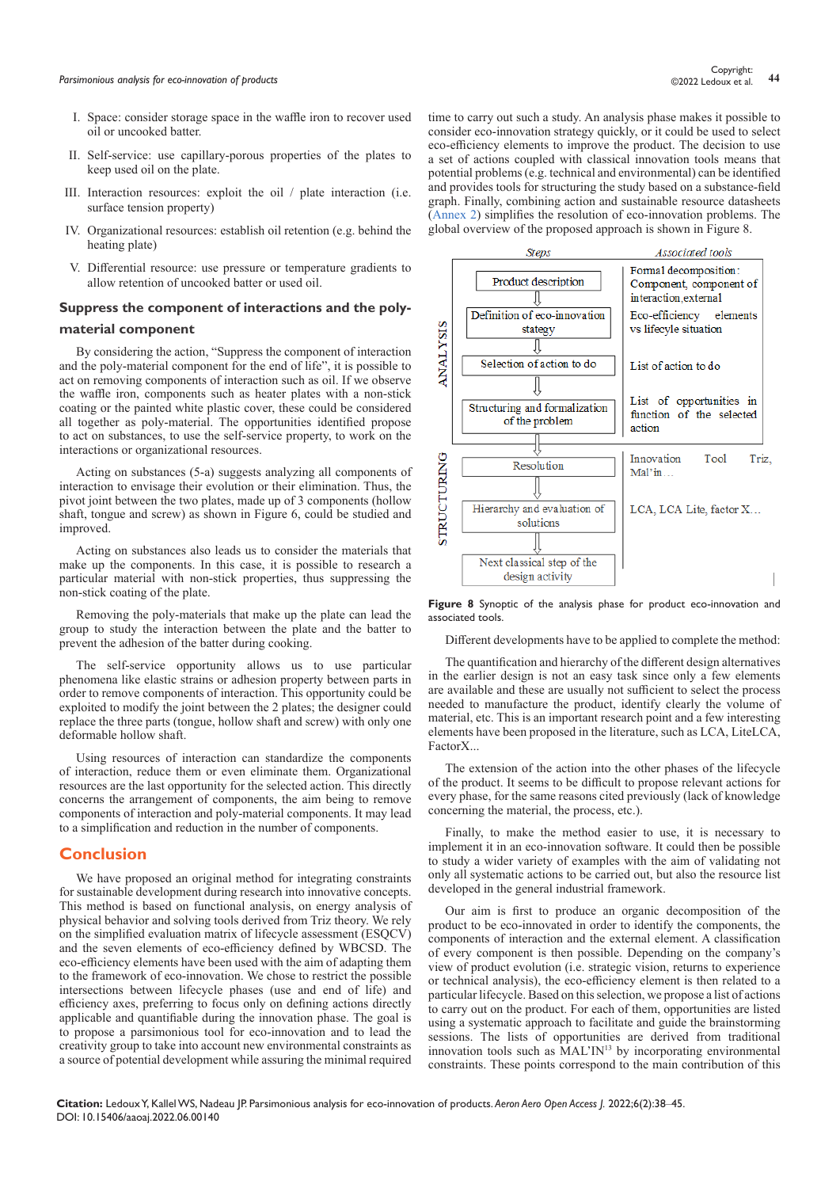I. Space: consider storage space in the waffle iron to recover used oil or uncooked batter.

II. Self-service: use capillary-porous properties of the plates to keep used oil on the plate.

III. Interaction resources: exploit the oil / plate interaction (i.e. surface tension property)

IV. Organizational resources: establish oil retention (e.g. behind the heating plate)

V. Differential resource: use pressure or temperature gradients to allow retention of uncooked batter or used oil.

## Suppress the component of interactions and the poly-material component

By considering the action, "Suppress the component of interaction and the poly-material component for the end of life", it is possible to act on removing components of interaction such as oil. If we observe the waffle iron, components such as heater plates with a non-stick coating or the painted white plastic cover, these could be considered all together as poly-material. The opportunities identified propose to act on substances, to use the self-service property, to work on the interactions or organizational resources.

Acting on substances (5-a) suggests analyzing all components of interaction to envisage their evolution or their elimination. Thus, the pivot joint between the two plates, made up of 3 components (hollow shaft, tongue and screw) as shown in Figure 6, could be studied and improved.

Acting on substances also leads us to consider the materials that make up the components. In this case, it is possible to research a particular material with non-stick properties, thus suppressing the non-stick coating of the plate.

Removing the poly-materials that make up the plate can lead the group to study the interaction between the plate and the batter to prevent the adhesion of the batter during cooking.

The self-service opportunity allows us to use particular phenomena like elastic strains or adhesion property between parts in order to remove components of interaction. This opportunity could be exploited to modify the joint between the 2 plates; the designer could replace the three parts (tongue, hollow shaft and screw) with only one deformable hollow shaft.

Using resources of interaction can standardize the components of interaction, reduce them or even eliminate them. Organizational resources are the last opportunity for the selected action. This directly concerns the arrangement of components, the aim being to remove components of interaction and poly-material components. It may lead to a simplification and reduction in the number of components.

## Conclusion

We have proposed an original method for integrating constraints for sustainable development during research into innovative concepts. This method is based on functional analysis, on energy analysis of physical behavior and solving tools derived from Triz theory. We rely on the simplified evaluation matrix of lifecycle assessment (ESQCV) and the seven elements of eco-efficiency defined by WBCSD. The eco-efficiency elements have been used with the aim of adapting them to the framework of eco-innovation. We chose to restrict the possible intersections between lifecycle phases (use and end of life) and efficiency axes, preferring to focus only on defining actions directly applicable and quantifiable during the innovation phase. The goal is to propose a parsimonious tool for eco-innovation and to lead the creativity group to take into account new environmental constraints as a source of potential development while assuring the minimal required time to carry out such a study. An analysis phase makes it possible to consider eco-innovation strategy quickly, or it could be used to select eco-efficiency elements to improve the product. The decision to use a set of actions coupled with classical innovation tools means that potential problems (e.g. technical and environmental) can be identified and provides tools for structuring the study based on a substance-field graph. Finally, combining action and sustainable resource datasheets (Annex 2) simplifies the resolution of eco-innovation problems. The global overview of the proposed approach is shown in Figure 8.

| | Steps | Associated tools |
|---|---|---|
| ANALYSIS | Product description | Formal decomposition: Component, component of interaction, external |
| | Definition of eco-innovation stategy | Eco-efficiency elements vs lifecyle situation |
| | Selection of action to do | List of action to do |
| | Structuring and formalization of the problem | List of opportunities in function of the selected action |
| STRUCTURING | Resolution | Innovation Tool Triz, Mal'in … |
| | Hierarchy and evaluation of solutions | LCA, LCA Lite, factor X… |
| | Next classical step of the design activity | |

**Figure 8** Synoptic of the analysis phase for product eco-innovation and associated tools.

Different developments have to be applied to complete the method:

The quantification and hierarchy of the different design alternatives in the earlier design is not an easy task since only a few elements are available and these are usually not sufficient to select the process needed to manufacture the product, identify clearly the volume of material, etc. This is an important research point and a few interesting elements have been proposed in the literature, such as LCA, LiteLCA, FactorX...

The extension of the action into the other phases of the lifecycle of the product. It seems to be difficult to propose relevant actions for every phase, for the same reasons cited previously (lack of knowledge concerning the material, the process, etc.).

Finally, to make the method easier to use, it is necessary to implement it in an eco-innovation software. It could then be possible to study a wider variety of examples with the aim of validating not only all systematic actions to be carried out, but also the resource list developed in the general industrial framework.

Our aim is first to produce an organic decomposition of the product to be eco-innovated in order to identify the components, the components of interaction and the external element. A classification of every component is then possible. Depending on the company's view of product evolution (i.e. strategic vision, returns to experience or technical analysis), the eco-efficiency element is then related to a particular lifecycle. Based on this selection, we propose a list of actions to carry out on the product. For each of them, opportunities are listed using a systematic approach to facilitate and guide the brainstorming sessions. The lists of opportunities are derived from traditional innovation tools such as MAL'IN[13] by incorporating environmental constraints. These points correspond to the main contribution of this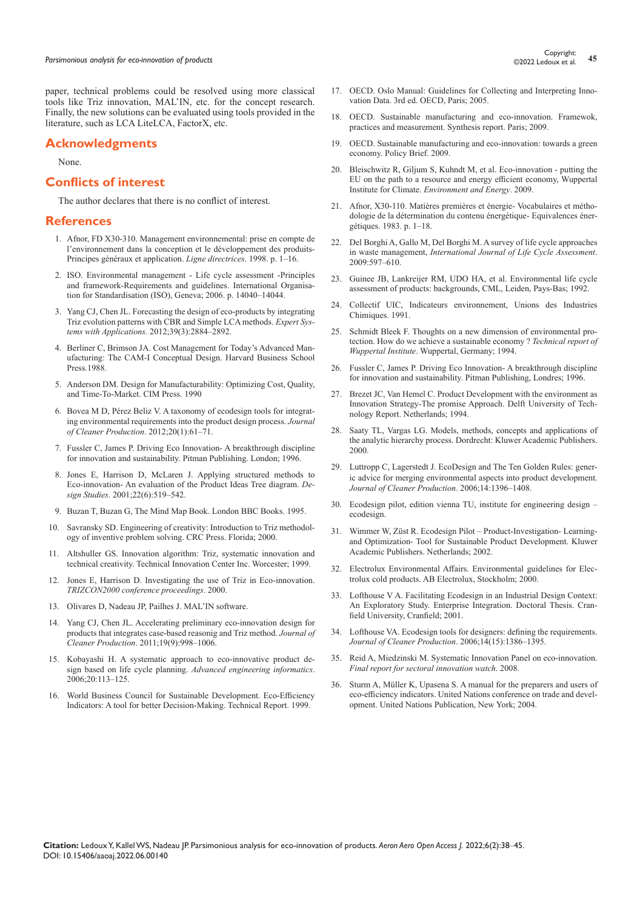paper, technical problems could be resolved using more classical tools like Triz innovation, MAL'IN, etc. for the concept research. Finally, the new solutions can be evaluated using tools provided in the literature, such as LCA LiteLCA, FactorX, etc.

## Acknowledgments

None.

## Conflicts of interest

The author declares that there is no conflict of interest.

## References

1. Afnor, FD X30-310. Management environnemental: prise en compte de l'environnement dans la conception et le développement des produits- Principes généraux et application. *Ligne directrices*. 1998. p. 1–16.
2. ISO. Environmental management - Life cycle assessment -Principles and framework-Requirements and guidelines. International Organisation for Standardisation (ISO), Geneva; 2006. p. 14040–14044.
3. Yang CJ, Chen JL. Forecasting the design of eco-products by integrating Triz evolution patterns with CBR and Simple LCA methods. *Expert Systems with Applications*. 2012;39(3):2884–2892.
4. Berliner C, Brimson JA. Cost Management for Today's Advanced Manufacturing: The CAM-I Conceptual Design. Harvard Business School Press.1988.
5. Anderson DM. Design for Manufacturability: Optimizing Cost, Quality, and Time-To-Market. CIM Press. 1990
6. Bovea M D, Pérez Beliz V. A taxonomy of ecodesign tools for integrating environmental requirements into the product design process. *Journal of Cleaner Production*. 2012;20(1):61–71.
7. Fussler C, James P. Driving Eco Innovation- A breakthrough discipline for innovation and sustainability. Pitman Publishing. London; 1996.
8. Jones E, Harrison D, McLaren J. Applying structured methods to Eco-innovation- An evaluation of the Product Ideas Tree diagram. *Design Studies*. 2001;22(6):519–542.
9. Buzan T, Buzan G, The Mind Map Book. London BBC Books. 1995.
10. Savransky SD. Engineering of creativity: Introduction to Triz methodology of inventive problem solving. CRC Press. Florida; 2000.
11. Altshuller GS. Innovation algorithm: Triz, systematic innovation and technical creativity. Technical Innovation Center Inc. Worcester; 1999.
12. Jones E, Harrison D. Investigating the use of Triz in Eco-innovation. *TRIZCON2000 conference proceedings*. 2000.
13. Olivares D, Nadeau JP, Pailhes J. MAL'IN software.
14. Yang CJ, Chen JL. Accelerating preliminary eco-innovation design for products that integrates case-based reasonig and Triz method. *Journal of Cleaner Production*. 2011;19(9):998–1006.
15. Kobayashi H. A systematic approach to eco-innovative product design based on life cycle planning. *Advanced engineering informatics*. 2006;20:113–125.
16. World Business Council for Sustainable Development. Eco-Efficiency Indicators: A tool for better Decision-Making. Technical Report. 1999.
17. OECD. Oslo Manual: Guidelines for Collecting and Interpreting Innovation Data. 3rd ed. OECD, Paris; 2005.
18. OECD. Sustainable manufacturing and eco-innovation. Framewok, practices and measurement. Synthesis report. Paris; 2009.
19. OECD. Sustainable manufacturing and eco-innovation: towards a green economy. Policy Brief. 2009.
20. Bleischwitz R, Giljum S, Kuhndt M, et al. Eco-innovation - putting the EU on the path to a resource and energy efficient economy, Wuppertal Institute for Climate. *Environment and Energy*. 2009.
21. Afnor, X30-110. Matières premières et énergie- Vocabulaires et méthodologie de la détermination du contenu énergétique- Equivalences énergétiques. 1983. p. 1–18.
22. Del Borghi A, Gallo M, Del Borghi M. A survey of life cycle approaches in waste management, *International Journal of Life Cycle Assessment*. 2009:597–610.
23. Guinee JB, Lankreijer RM, UDO HA, et al. Environmental life cycle assessment of products: backgrounds, CML, Leiden, Pays-Bas; 1992.
24. Collectif UIC, Indicateurs environnement, Unions des Industries Chimiques. 1991.
25. Schmidt Bleek F. Thoughts on a new dimension of environmental protection. How do we achieve a sustainable economy ? *Technical report of Wuppertal Institute*. Wuppertal, Germany; 1994.
26. Fussler C, James P. Driving Eco Innovation- A breakthrough discipline for innovation and sustainability. Pitman Publishing, Londres; 1996.
27. Brezet JC, Van Hemel C. Product Development with the environment as Innovation Strategy-The promise Approach. Delft University of Technology Report. Netherlands; 1994.
28. Saaty TL, Vargas LG. Models, methods, concepts and applications of the analytic hierarchy process. Dordrecht: Kluwer Academic Publishers. 2000.
29. Luttropp C, Lagerstedt J. EcoDesign and The Ten Golden Rules: generic advice for merging environmental aspects into product development. *Journal of Cleaner Production*. 2006;14:1396–1408.
30. Ecodesign pilot, edition vienna TU, institute for engineering design – ecodesign.
31. Wimmer W, Züst R. Ecodesign Pilot – Product-Investigation- Learning- and Optimization- Tool for Sustainable Product Development. Kluwer Academic Publishers. Netherlands; 2002.
32. Electrolux Environmental Affairs. Environmental guidelines for Electrolux cold products. AB Electrolux, Stockholm; 2000.
33. Lofthouse V A. Facilitating Ecodesign in an Industrial Design Context: An Exploratory Study. Enterprise Integration. Doctoral Thesis. Cranfield University, Cranfield; 2001.
34. Lofthouse VA. Ecodesign tools for designers: defining the requirements. *Journal of Cleaner Production*. 2006;14(15):1386–1395.
35. Reid A, Miedzinski M. Systematic Innovation Panel on eco-innovation. *Final report for sectoral innovation watch*. 2008.
36. Sturm A, Müller K, Upasena S. A manual for the preparers and users of eco-efficiency indicators. United Nations conference on trade and development. United Nations Publication, New York; 2004.

**Citation:** Ledoux Y, Kallel WS, Nadeau JP. Parsimonious analysis for eco-innovation of products. *Aeron Aero Open Access J.* 2022;6(2):38‒45. DOI: 10.15406/aaoaj.2022.06.00140